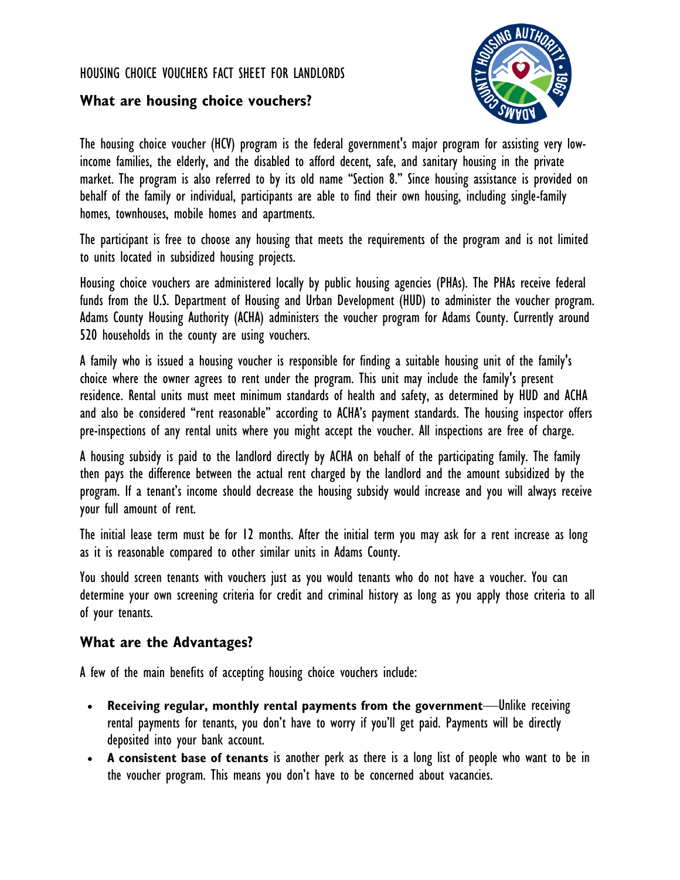HOUSING CHOICE VOUCHERS FACT SHEET FOR LANDLORDS

## What are housing choice vouchers?

The housing choice voucher (HCV) program is the federal government's major program for assisting very low-income families, the elderly, and the disabled to afford decent, safe, and sanitary housing in the private market. The program is also referred to by its old name "Section 8." Since housing assistance is provided on behalf of the family or individual, participants are able to find their own housing, including single-family homes, townhouses, mobile homes and apartments.

The participant is free to choose any housing that meets the requirements of the program and is not limited to units located in subsidized housing projects.

Housing choice vouchers are administered locally by public housing agencies (PHAs). The PHAs receive federal funds from the U.S. Department of Housing and Urban Development (HUD) to administer the voucher program. Adams County Housing Authority (ACHA) administers the voucher program for Adams County. Currently around 520 households in the county are using vouchers.

A family who is issued a housing voucher is responsible for finding a suitable housing unit of the family's choice where the owner agrees to rent under the program. This unit may include the family's present residence. Rental units must meet minimum standards of health and safety, as determined by HUD and ACHA and also be considered "rent reasonable" according to ACHA's payment standards. The housing inspector offers pre-inspections of any rental units where you might accept the voucher. All inspections are free of charge.

A housing subsidy is paid to the landlord directly by ACHA on behalf of the participating family. The family then pays the difference between the actual rent charged by the landlord and the amount subsidized by the program. If a tenant's income should decrease the housing subsidy would increase and you will always receive your full amount of rent.

The initial lease term must be for 12 months. After the initial term you may ask for a rent increase as long as it is reasonable compared to other similar units in Adams County.

You should screen tenants with vouchers just as you would tenants who do not have a voucher. You can determine your own screening criteria for credit and criminal history as long as you apply those criteria to all of your tenants.

## What are the Advantages?

A few of the main benefits of accepting housing choice vouchers include:

- **Receiving regular, monthly rental payments from the government**—Unlike receiving rental payments for tenants, you don't have to worry if you'll get paid. Payments will be directly deposited into your bank account.
- **A consistent base of tenants** is another perk as there is a long list of people who want to be in the voucher program. This means you don't have to be concerned about vacancies.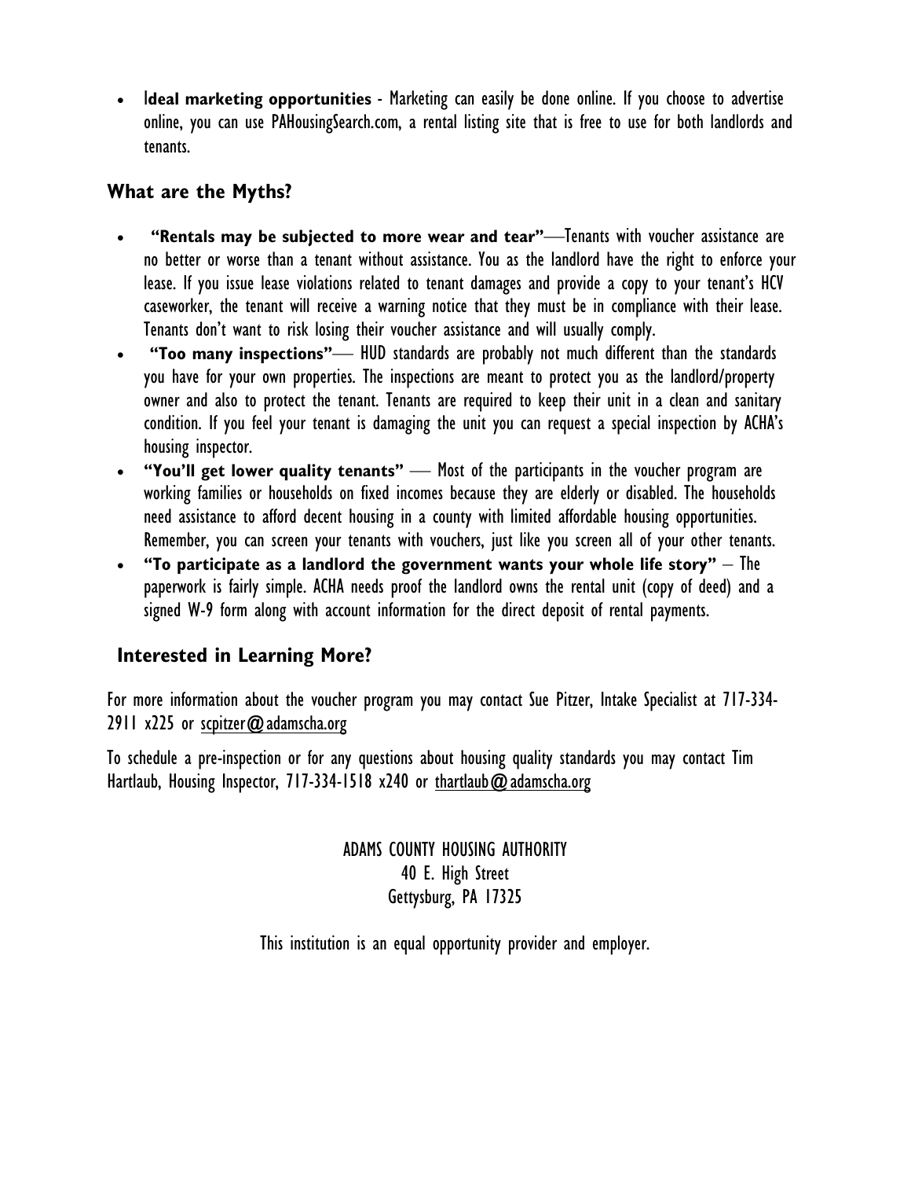- **Ideal marketing opportunities** - Marketing can easily be done online. If you choose to advertise online, you can use PAHousingSearch.com, a rental listing site that is free to use for both landlords and tenants.

## What are the Myths?

- **"Rentals may be subjected to more wear and tear"**—Tenants with voucher assistance are no better or worse than a tenant without assistance. You as the landlord have the right to enforce your lease. If you issue lease violations related to tenant damages and provide a copy to your tenant's HCV caseworker, the tenant will receive a warning notice that they must be in compliance with their lease. Tenants don't want to risk losing their voucher assistance and will usually comply.
- **"Too many inspections"**— HUD standards are probably not much different than the standards you have for your own properties. The inspections are meant to protect you as the landlord/property owner and also to protect the tenant. Tenants are required to keep their unit in a clean and sanitary condition. If you feel your tenant is damaging the unit you can request a special inspection by ACHA's housing inspector.
- **"You'll get lower quality tenants"** — Most of the participants in the voucher program are working families or households on fixed incomes because they are elderly or disabled. The households need assistance to afford decent housing in a county with limited affordable housing opportunities. Remember, you can screen your tenants with vouchers, just like you screen all of your other tenants.
- **"To participate as a landlord the government wants your whole life story"** – The paperwork is fairly simple. ACHA needs proof the landlord owns the rental unit (copy of deed) and a signed W-9 form along with account information for the direct deposit of rental payments.

## Interested in Learning More?

For more information about the voucher program you may contact Sue Pitzer, Intake Specialist at 717-334-2911 x225 or scpitzer@adamscha.org

To schedule a pre-inspection or for any questions about housing quality standards you may contact Tim Hartlaub, Housing Inspector, 717-334-1518 x240 or thartlaub@adamscha.org

ADAMS COUNTY HOUSING AUTHORITY
40 E. High Street
Gettysburg, PA 17325

This institution is an equal opportunity provider and employer.